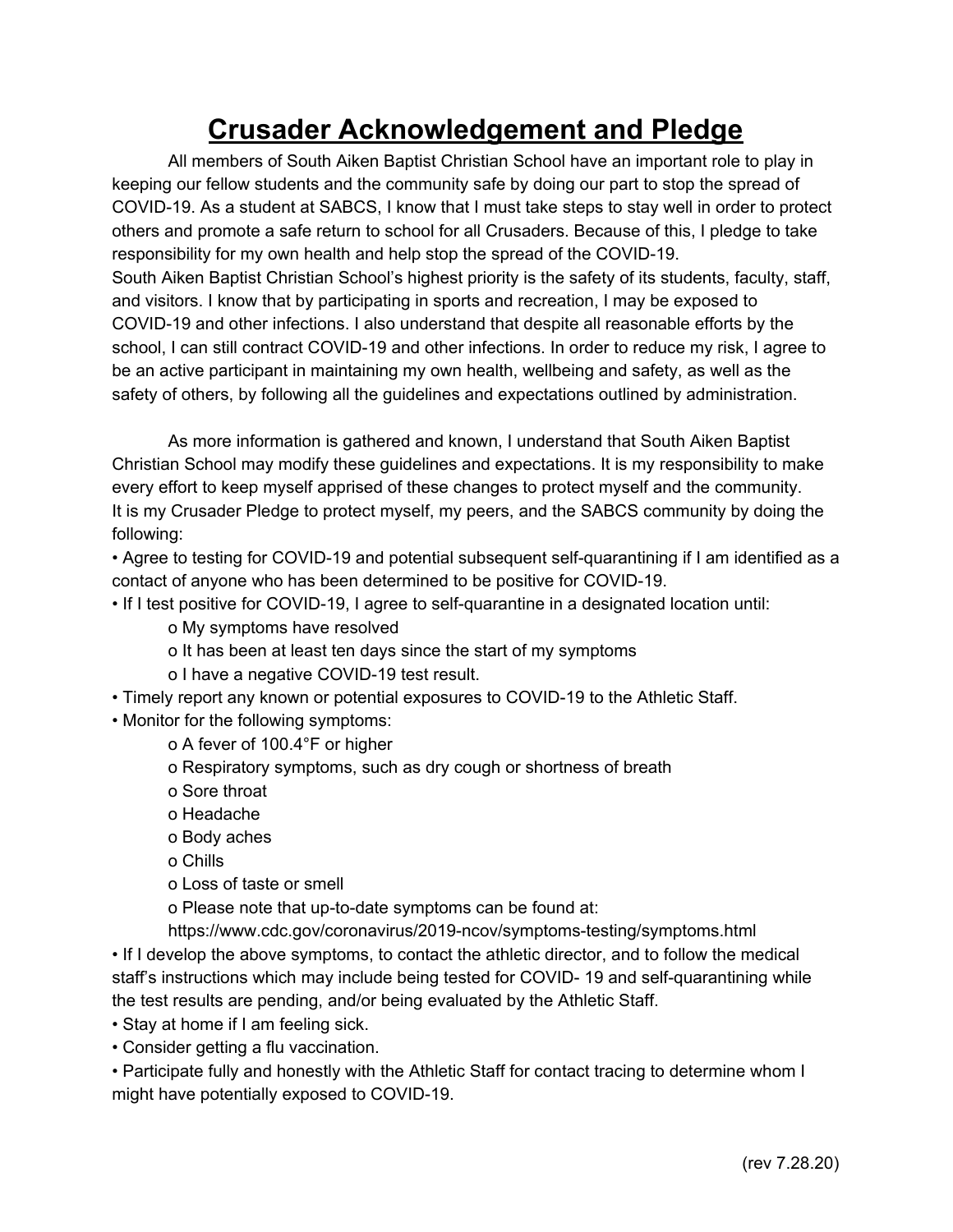# Crusader Acknowledgement and Pledge

All members of South Aiken Baptist Christian School have an important role to play in keeping our fellow students and the community safe by doing our part to stop the spread of COVID-19. As a student at SABCS, I know that I must take steps to stay well in order to protect others and promote a safe return to school for all Crusaders. Because of this, I pledge to take responsibility for my own health and help stop the spread of the COVID-19.
South Aiken Baptist Christian School's highest priority is the safety of its students, faculty, staff, and visitors. I know that by participating in sports and recreation, I may be exposed to COVID-19 and other infections. I also understand that despite all reasonable efforts by the school, I can still contract COVID-19 and other infections. In order to reduce my risk, I agree to be an active participant in maintaining my own health, wellbeing and safety, as well as the safety of others, by following all the guidelines and expectations outlined by administration.

As more information is gathered and known, I understand that South Aiken Baptist Christian School may modify these guidelines and expectations. It is my responsibility to make every effort to keep myself apprised of these changes to protect myself and the community.
It is my Crusader Pledge to protect myself, my peers, and the SABCS community by doing the following:

- Agree to testing for COVID-19 and potential subsequent self-quarantining if I am identified as a contact of anyone who has been determined to be positive for COVID-19.
- If I test positive for COVID-19, I agree to self-quarantine in a designated location until:
  - My symptoms have resolved
  - It has been at least ten days since the start of my symptoms
  - I have a negative COVID-19 test result.
- Timely report any known or potential exposures to COVID-19 to the Athletic Staff.
- Monitor for the following symptoms:
  - A fever of 100.4°F or higher
  - Respiratory symptoms, such as dry cough or shortness of breath
  - Sore throat
  - Headache
  - Body aches
  - Chills
  - Loss of taste or smell
  - Please note that up-to-date symptoms can be found at: https://www.cdc.gov/coronavirus/2019-ncov/symptoms-testing/symptoms.html
- If I develop the above symptoms, to contact the athletic director, and to follow the medical staff's instructions which may include being tested for COVID- 19 and self-quarantining while the test results are pending, and/or being evaluated by the Athletic Staff.
- Stay at home if I am feeling sick.
- Consider getting a flu vaccination.
- Participate fully and honestly with the Athletic Staff for contact tracing to determine whom I might have potentially exposed to COVID-19.

(rev 7.28.20)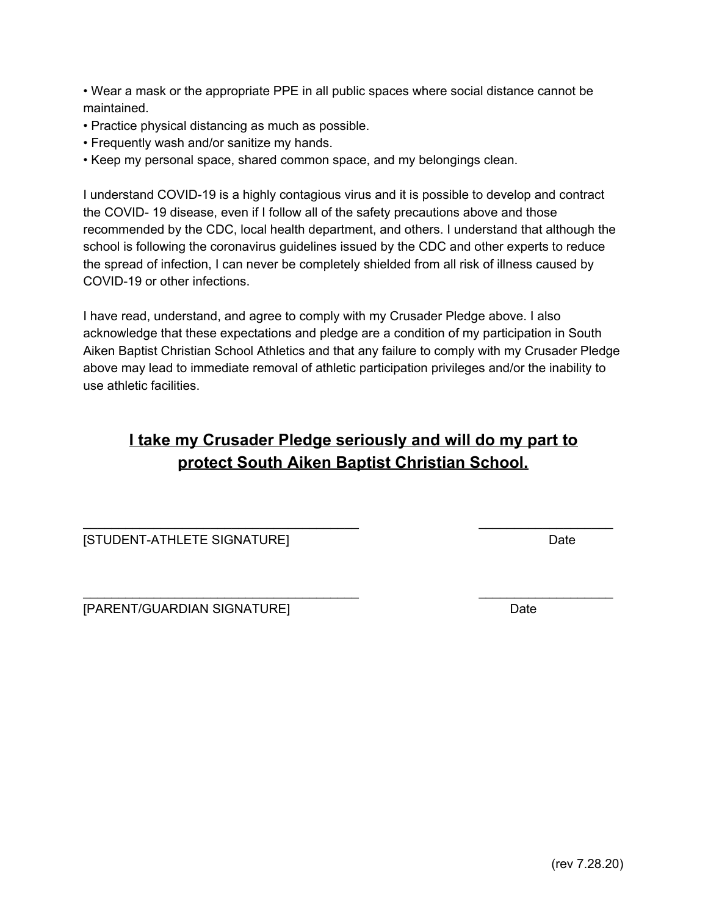- Wear a mask or the appropriate PPE in all public spaces where social distance cannot be maintained.
- Practice physical distancing as much as possible.
- Frequently wash and/or sanitize my hands.
- Keep my personal space, shared common space, and my belongings clean.

I understand COVID-19 is a highly contagious virus and it is possible to develop and contract the COVID- 19 disease, even if I follow all of the safety precautions above and those recommended by the CDC, local health department, and others. I understand that although the school is following the coronavirus guidelines issued by the CDC and other experts to reduce the spread of infection, I can never be completely shielded from all risk of illness caused by COVID-19 or other infections.

I have read, understand, and agree to comply with my Crusader Pledge above. I also acknowledge that these expectations and pledge are a condition of my participation in South Aiken Baptist Christian School Athletics and that any failure to comply with my Crusader Pledge above may lead to immediate removal of athletic participation privileges and/or the inability to use athletic facilities.

**<u>I take my Crusader Pledge seriously and will do my part to protect South Aiken Baptist Christian School.</u>**

_______________________________________ ___________________

[STUDENT-ATHLETE SIGNATURE] Date

_______________________________________ ___________________

[PARENT/GUARDIAN SIGNATURE] Date

(rev 7.28.20)